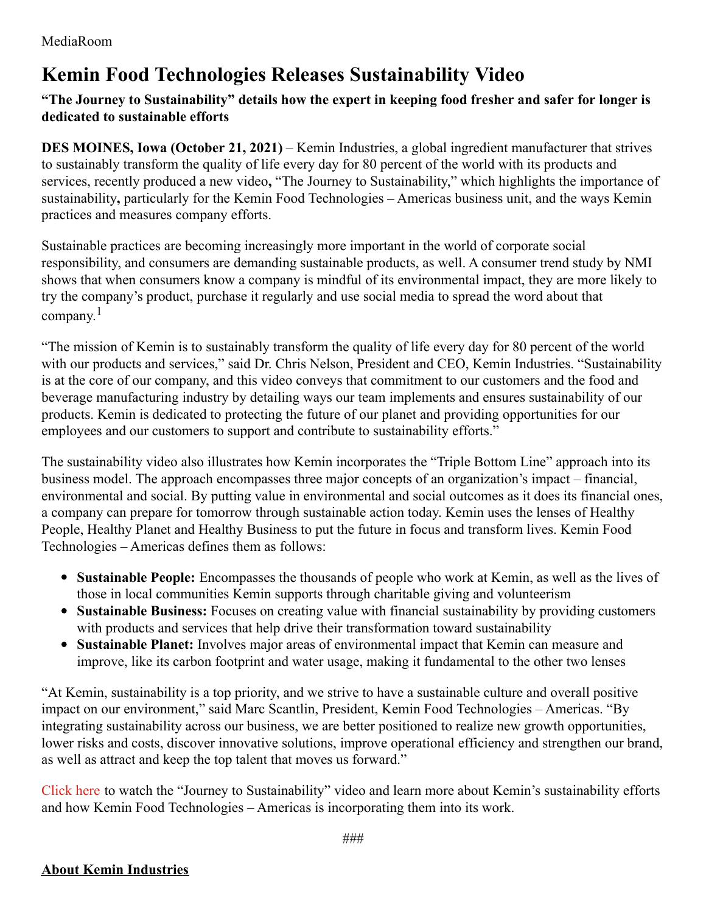MediaRoom

# Kemin Food Technologies Releases Sustainability Video

**"The Journey to Sustainability" details how the expert in keeping food fresher and safer for longer is dedicated to sustainable efforts**

**DES MOINES, Iowa (October 21, 2021)** – Kemin Industries, a global ingredient manufacturer that strives to sustainably transform the quality of life every day for 80 percent of the world with its products and services, recently produced a new video**,** "The Journey to Sustainability," which highlights the importance of sustainability**,** particularly for the Kemin Food Technologies – Americas business unit, and the ways Kemin practices and measures company efforts.

Sustainable practices are becoming increasingly more important in the world of corporate social responsibility, and consumers are demanding sustainable products, as well. A consumer trend study by NMI shows that when consumers know a company is mindful of its environmental impact, they are more likely to try the company's product, purchase it regularly and use social media to spread the word about that company.[1]

"The mission of Kemin is to sustainably transform the quality of life every day for 80 percent of the world with our products and services," said Dr. Chris Nelson, President and CEO, Kemin Industries. "Sustainability is at the core of our company, and this video conveys that commitment to our customers and the food and beverage manufacturing industry by detailing ways our team implements and ensures sustainability of our products. Kemin is dedicated to protecting the future of our planet and providing opportunities for our employees and our customers to support and contribute to sustainability efforts."

The sustainability video also illustrates how Kemin incorporates the "Triple Bottom Line" approach into its business model. The approach encompasses three major concepts of an organization's impact – financial, environmental and social. By putting value in environmental and social outcomes as it does its financial ones, a company can prepare for tomorrow through sustainable action today. Kemin uses the lenses of Healthy People, Healthy Planet and Healthy Business to put the future in focus and transform lives. Kemin Food Technologies – Americas defines them as follows:

- **Sustainable People:** Encompasses the thousands of people who work at Kemin, as well as the lives of those in local communities Kemin supports through charitable giving and volunteerism
- **Sustainable Business:** Focuses on creating value with financial sustainability by providing customers with products and services that help drive their transformation toward sustainability
- **Sustainable Planet:** Involves major areas of environmental impact that Kemin can measure and improve, like its carbon footprint and water usage, making it fundamental to the other two lenses

"At Kemin, sustainability is a top priority, and we strive to have a sustainable culture and overall positive impact on our environment," said Marc Scantlin, President, Kemin Food Technologies – Americas. "By integrating sustainability across our business, we are better positioned to realize new growth opportunities, lower risks and costs, discover innovative solutions, improve operational efficiency and strengthen our brand, as well as attract and keep the top talent that moves us forward."

Click here to watch the "Journey to Sustainability" video and learn more about Kemin's sustainability efforts and how Kemin Food Technologies – Americas is incorporating them into its work.

###

**About Kemin Industries**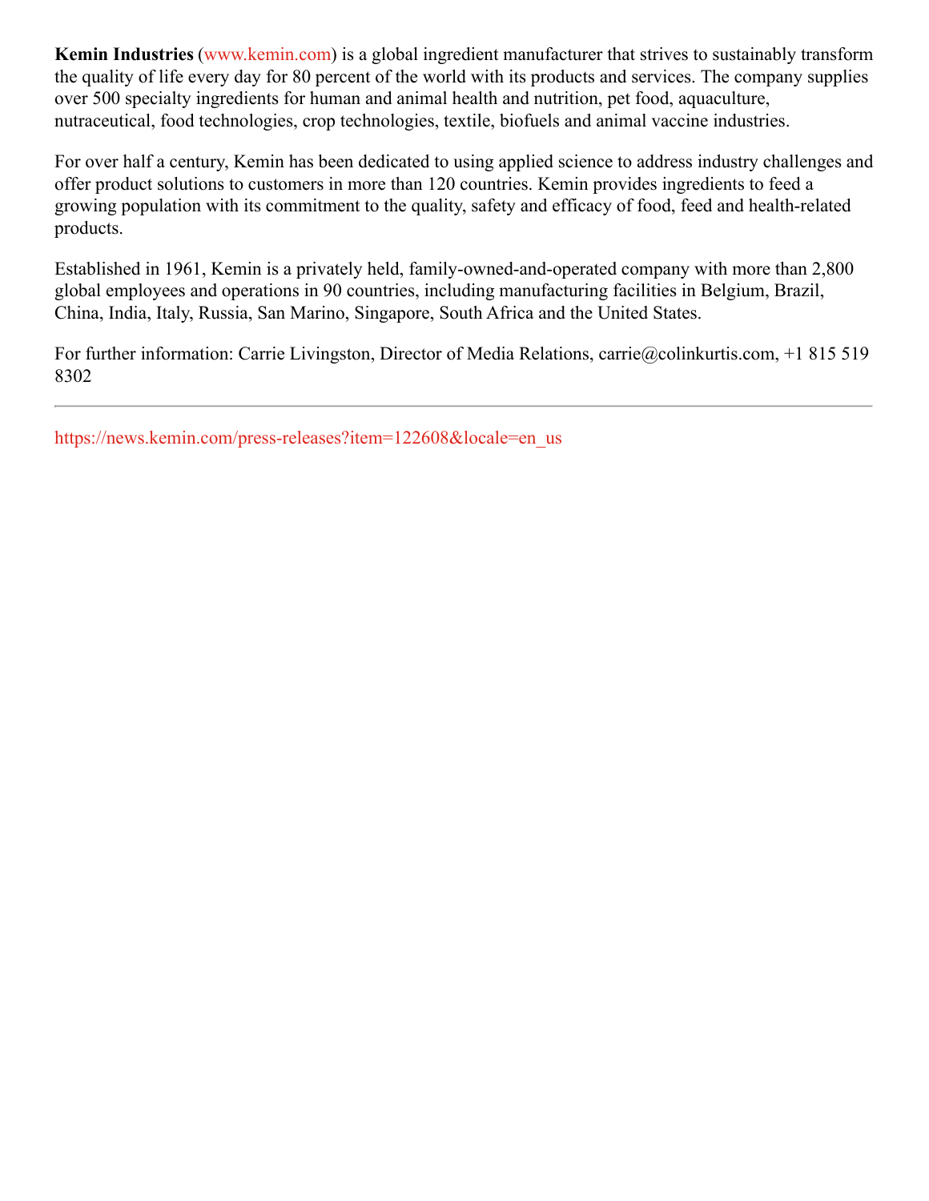**Kemin Industries** (www.kemin.com) is a global ingredient manufacturer that strives to sustainably transform the quality of life every day for 80 percent of the world with its products and services. The company supplies over 500 specialty ingredients for human and animal health and nutrition, pet food, aquaculture, nutraceutical, food technologies, crop technologies, textile, biofuels and animal vaccine industries.

For over half a century, Kemin has been dedicated to using applied science to address industry challenges and offer product solutions to customers in more than 120 countries. Kemin provides ingredients to feed a growing population with its commitment to the quality, safety and efficacy of food, feed and health-related products.

Established in 1961, Kemin is a privately held, family-owned-and-operated company with more than 2,800 global employees and operations in 90 countries, including manufacturing facilities in Belgium, Brazil, China, India, Italy, Russia, San Marino, Singapore, South Africa and the United States.

For further information: Carrie Livingston, Director of Media Relations, carrie@colinkurtis.com, +1 815 519 8302

---

https://news.kemin.com/press-releases?item=122608&locale=en_us